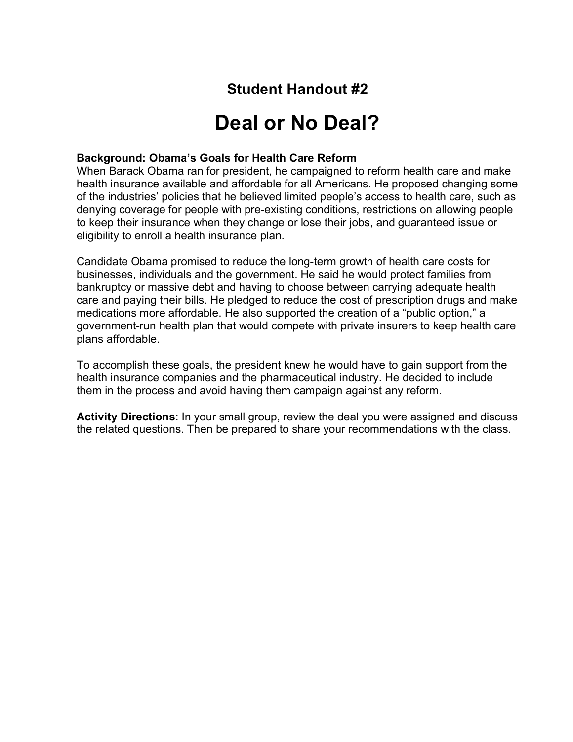## Student Handout #2

# Deal or No Deal?

**Background: Obama's Goals for Health Care Reform**
When Barack Obama ran for president, he campaigned to reform health care and make health insurance available and affordable for all Americans. He proposed changing some of the industries' policies that he believed limited people's access to health care, such as denying coverage for people with pre-existing conditions, restrictions on allowing people to keep their insurance when they change or lose their jobs, and guaranteed issue or eligibility to enroll a health insurance plan.

Candidate Obama promised to reduce the long-term growth of health care costs for businesses, individuals and the government. He said he would protect families from bankruptcy or massive debt and having to choose between carrying adequate health care and paying their bills. He pledged to reduce the cost of prescription drugs and make medications more affordable. He also supported the creation of a "public option," a government-run health plan that would compete with private insurers to keep health care plans affordable.

To accomplish these goals, the president knew he would have to gain support from the health insurance companies and the pharmaceutical industry. He decided to include them in the process and avoid having them campaign against any reform.

**Activity Directions**: In your small group, review the deal you were assigned and discuss the related questions. Then be prepared to share your recommendations with the class.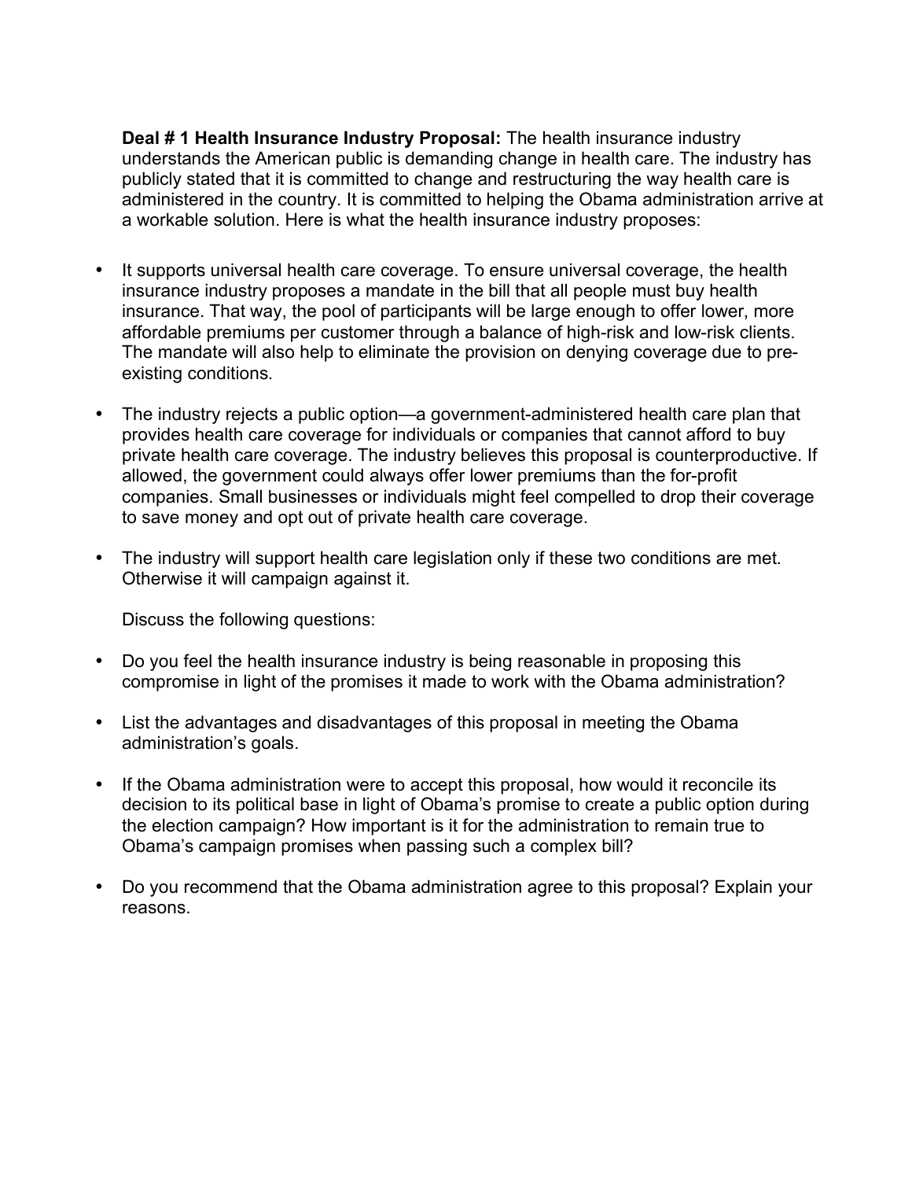**Deal # 1 Health Insurance Industry Proposal:** The health insurance industry understands the American public is demanding change in health care. The industry has publicly stated that it is committed to change and restructuring the way health care is administered in the country. It is committed to helping the Obama administration arrive at a workable solution. Here is what the health insurance industry proposes:

- It supports universal health care coverage. To ensure universal coverage, the health insurance industry proposes a mandate in the bill that all people must buy health insurance. That way, the pool of participants will be large enough to offer lower, more affordable premiums per customer through a balance of high-risk and low-risk clients. The mandate will also help to eliminate the provision on denying coverage due to pre-existing conditions.

- The industry rejects a public option—a government-administered health care plan that provides health care coverage for individuals or companies that cannot afford to buy private health care coverage. The industry believes this proposal is counterproductive. If allowed, the government could always offer lower premiums than the for-profit companies. Small businesses or individuals might feel compelled to drop their coverage to save money and opt out of private health care coverage.

- The industry will support health care legislation only if these two conditions are met. Otherwise it will campaign against it.

Discuss the following questions:

- Do you feel the health insurance industry is being reasonable in proposing this compromise in light of the promises it made to work with the Obama administration?

- List the advantages and disadvantages of this proposal in meeting the Obama administration's goals.

- If the Obama administration were to accept this proposal, how would it reconcile its decision to its political base in light of Obama's promise to create a public option during the election campaign? How important is it for the administration to remain true to Obama's campaign promises when passing such a complex bill?

- Do you recommend that the Obama administration agree to this proposal? Explain your reasons.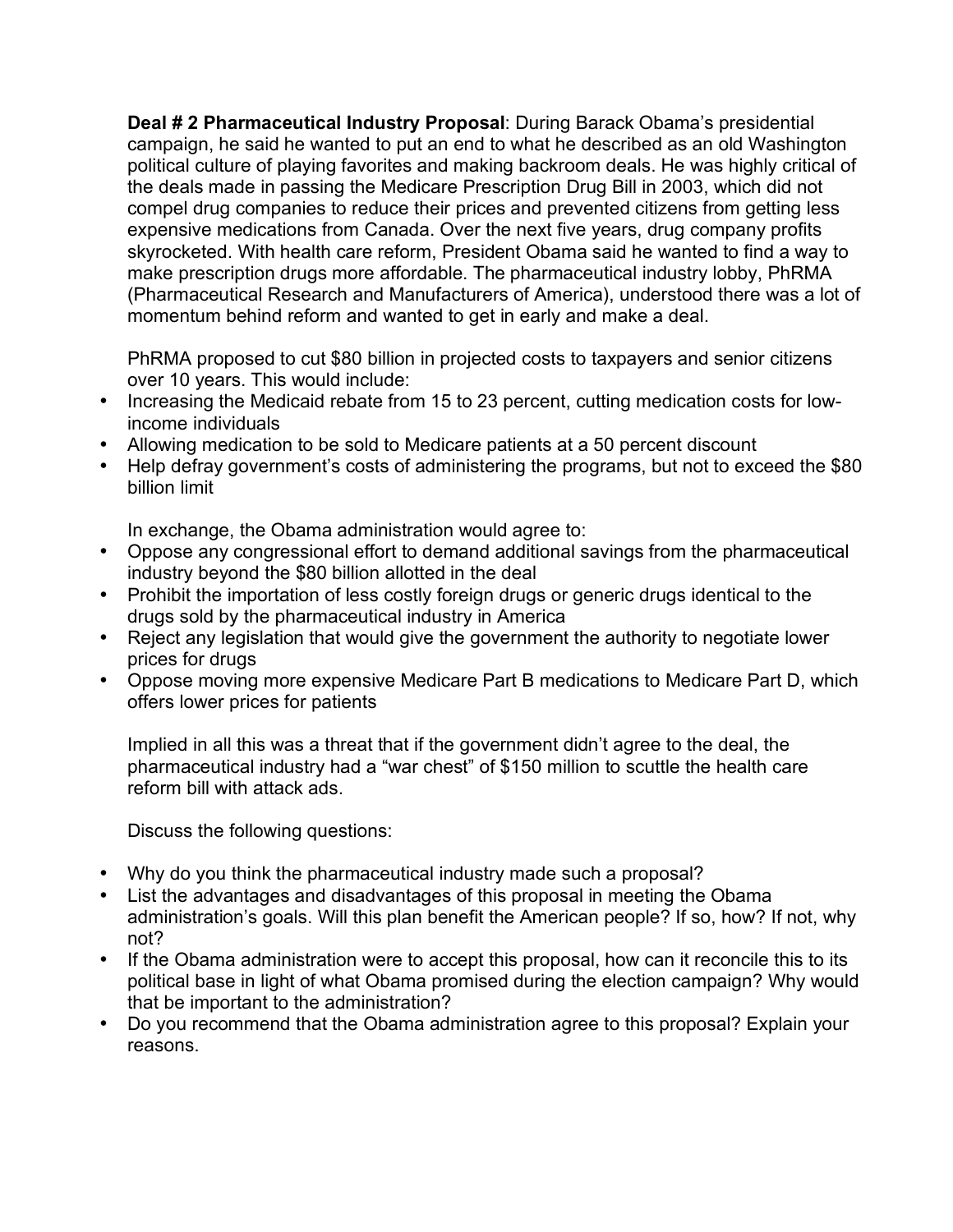**Deal # 2 Pharmaceutical Industry Proposal**: During Barack Obama's presidential campaign, he said he wanted to put an end to what he described as an old Washington political culture of playing favorites and making backroom deals. He was highly critical of the deals made in passing the Medicare Prescription Drug Bill in 2003, which did not compel drug companies to reduce their prices and prevented citizens from getting less expensive medications from Canada. Over the next five years, drug company profits skyrocketed. With health care reform, President Obama said he wanted to find a way to make prescription drugs more affordable. The pharmaceutical industry lobby, PhRMA (Pharmaceutical Research and Manufacturers of America), understood there was a lot of momentum behind reform and wanted to get in early and make a deal.

PhRMA proposed to cut $80 billion in projected costs to taxpayers and senior citizens over 10 years. This would include:

- Increasing the Medicaid rebate from 15 to 23 percent, cutting medication costs for low-income individuals
- Allowing medication to be sold to Medicare patients at a 50 percent discount
- Help defray government's costs of administering the programs, but not to exceed the $80 billion limit

In exchange, the Obama administration would agree to:

- Oppose any congressional effort to demand additional savings from the pharmaceutical industry beyond the $80 billion allotted in the deal
- Prohibit the importation of less costly foreign drugs or generic drugs identical to the drugs sold by the pharmaceutical industry in America
- Reject any legislation that would give the government the authority to negotiate lower prices for drugs
- Oppose moving more expensive Medicare Part B medications to Medicare Part D, which offers lower prices for patients

Implied in all this was a threat that if the government didn't agree to the deal, the pharmaceutical industry had a "war chest" of $150 million to scuttle the health care reform bill with attack ads.

Discuss the following questions:

- Why do you think the pharmaceutical industry made such a proposal?
- List the advantages and disadvantages of this proposal in meeting the Obama administration's goals. Will this plan benefit the American people? If so, how? If not, why not?
- If the Obama administration were to accept this proposal, how can it reconcile this to its political base in light of what Obama promised during the election campaign? Why would that be important to the administration?
- Do you recommend that the Obama administration agree to this proposal? Explain your reasons.